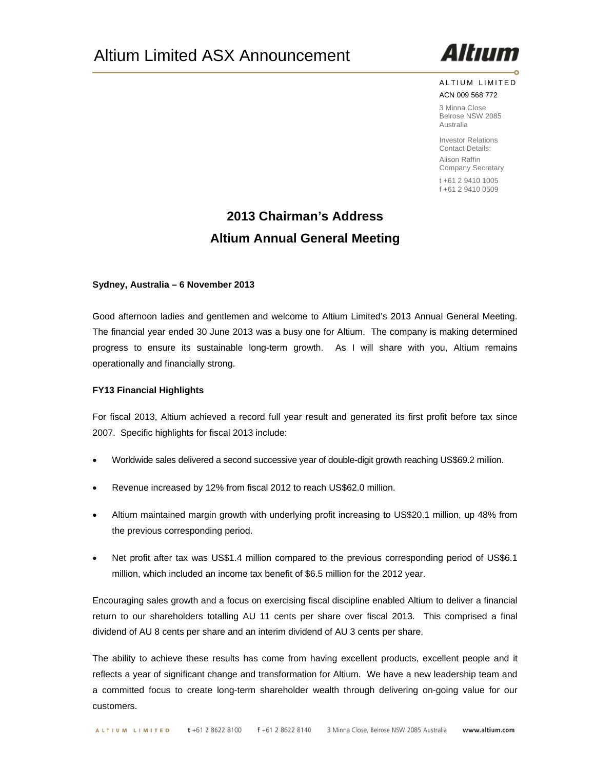# Altium Limited ASX Announcement

ALTIUM LIMITED
ACN 009 568 772

3 Minna Close
Belrose NSW 2085
Australia

Investor Relations
Contact Details:

Alison Raffin
Company Secretary

t +61 2 9410 1005
f +61 2 9410 0509

## 2013 Chairman's Address
## Altium Annual General Meeting

**Sydney, Australia – 6 November 2013**

Good afternoon ladies and gentlemen and welcome to Altium Limited's 2013 Annual General Meeting. The financial year ended 30 June 2013 was a busy one for Altium. The company is making determined progress to ensure its sustainable long-term growth. As I will share with you, Altium remains operationally and financially strong.

**FY13 Financial Highlights**

For fiscal 2013, Altium achieved a record full year result and generated its first profit before tax since 2007. Specific highlights for fiscal 2013 include:

- Worldwide sales delivered a second successive year of double-digit growth reaching US$69.2 million.
- Revenue increased by 12% from fiscal 2012 to reach US$62.0 million.
- Altium maintained margin growth with underlying profit increasing to US$20.1 million, up 48% from the previous corresponding period.
- Net profit after tax was US$1.4 million compared to the previous corresponding period of US$6.1 million, which included an income tax benefit of $6.5 million for the 2012 year.

Encouraging sales growth and a focus on exercising fiscal discipline enabled Altium to deliver a financial return to our shareholders totalling AU 11 cents per share over fiscal 2013. This comprised a final dividend of AU 8 cents per share and an interim dividend of AU 3 cents per share.

The ability to achieve these results has come from having excellent products, excellent people and it reflects a year of significant change and transformation for Altium. We have a new leadership team and a committed focus to create long-term shareholder wealth through delivering on-going value for our customers.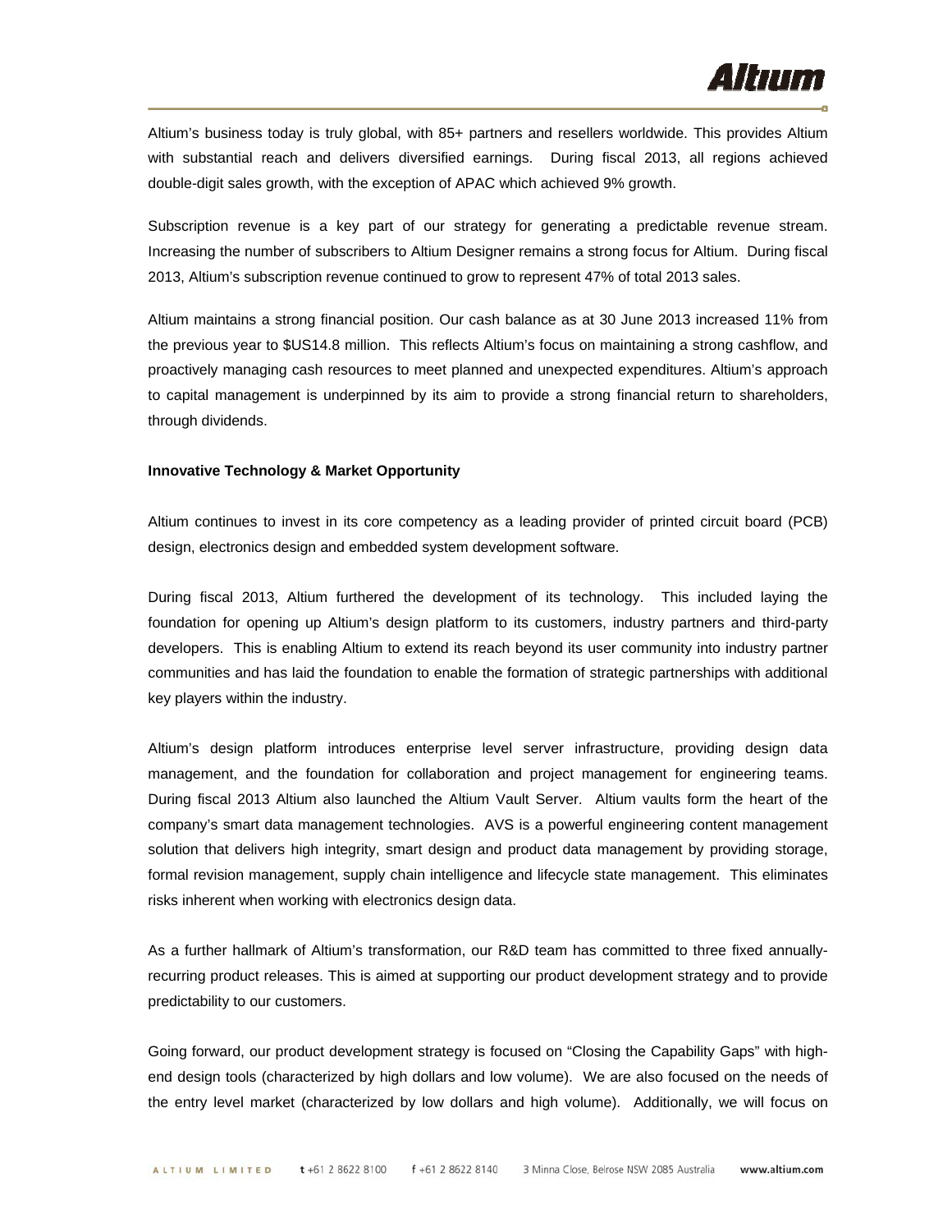Altium's business today is truly global, with 85+ partners and resellers worldwide. This provides Altium with substantial reach and delivers diversified earnings. During fiscal 2013, all regions achieved double-digit sales growth, with the exception of APAC which achieved 9% growth.

Subscription revenue is a key part of our strategy for generating a predictable revenue stream. Increasing the number of subscribers to Altium Designer remains a strong focus for Altium. During fiscal 2013, Altium's subscription revenue continued to grow to represent 47% of total 2013 sales.

Altium maintains a strong financial position. Our cash balance as at 30 June 2013 increased 11% from the previous year to $US14.8 million. This reflects Altium's focus on maintaining a strong cashflow, and proactively managing cash resources to meet planned and unexpected expenditures. Altium's approach to capital management is underpinned by its aim to provide a strong financial return to shareholders, through dividends.

**Innovative Technology & Market Opportunity**

Altium continues to invest in its core competency as a leading provider of printed circuit board (PCB) design, electronics design and embedded system development software.

During fiscal 2013, Altium furthered the development of its technology. This included laying the foundation for opening up Altium's design platform to its customers, industry partners and third-party developers. This is enabling Altium to extend its reach beyond its user community into industry partner communities and has laid the foundation to enable the formation of strategic partnerships with additional key players within the industry.

Altium's design platform introduces enterprise level server infrastructure, providing design data management, and the foundation for collaboration and project management for engineering teams. During fiscal 2013 Altium also launched the Altium Vault Server. Altium vaults form the heart of the company's smart data management technologies. AVS is a powerful engineering content management solution that delivers high integrity, smart design and product data management by providing storage, formal revision management, supply chain intelligence and lifecycle state management. This eliminates risks inherent when working with electronics design data.

As a further hallmark of Altium's transformation, our R&D team has committed to three fixed annually-recurring product releases. This is aimed at supporting our product development strategy and to provide predictability to our customers.

Going forward, our product development strategy is focused on "Closing the Capability Gaps" with high-end design tools (characterized by high dollars and low volume). We are also focused on the needs of the entry level market (characterized by low dollars and high volume). Additionally, we will focus on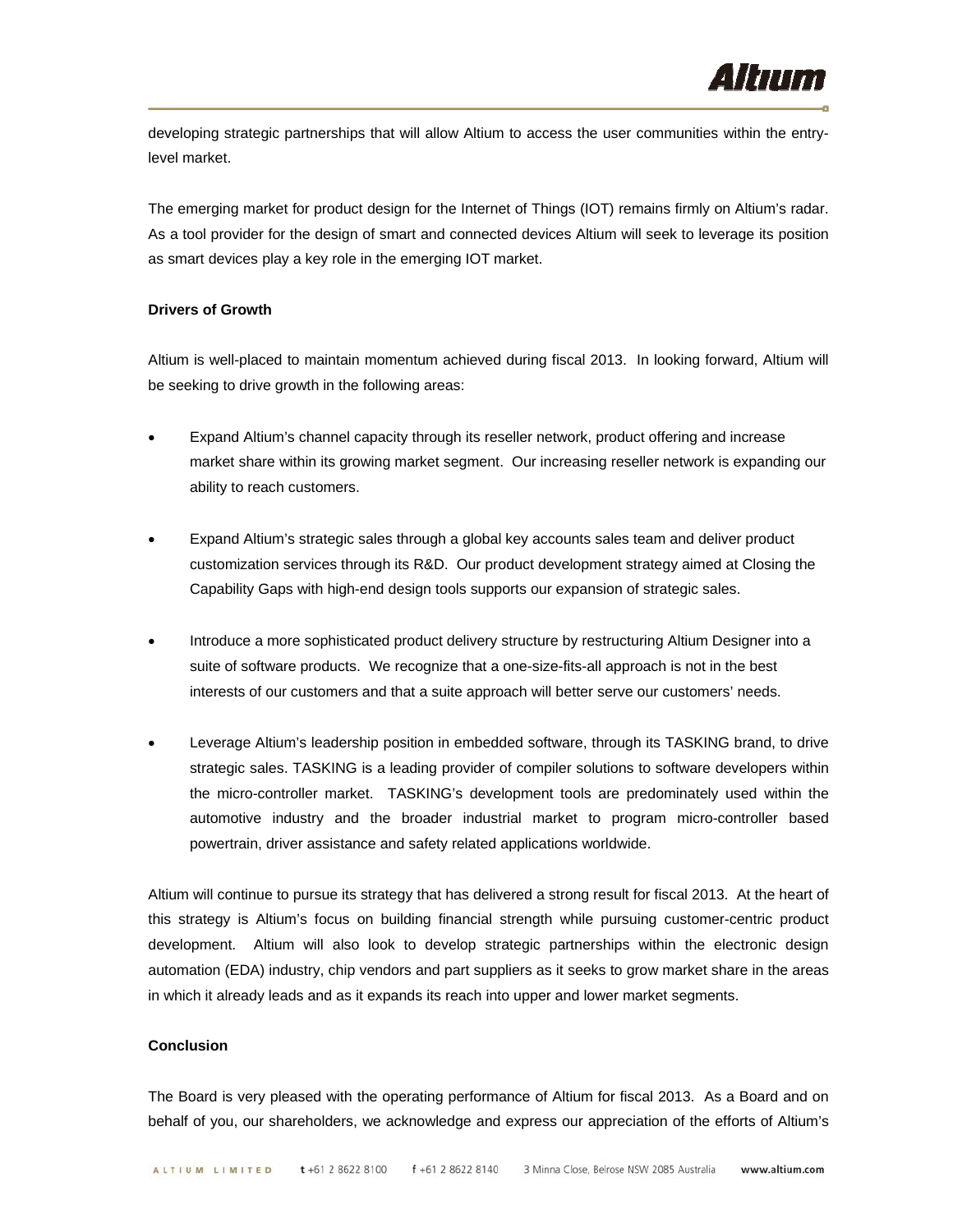developing strategic partnerships that will allow Altium to access the user communities within the entry-level market.

The emerging market for product design for the Internet of Things (IOT) remains firmly on Altium's radar. As a tool provider for the design of smart and connected devices Altium will seek to leverage its position as smart devices play a key role in the emerging IOT market.

**Drivers of Growth**

Altium is well-placed to maintain momentum achieved during fiscal 2013. In looking forward, Altium will be seeking to drive growth in the following areas:

- Expand Altium's channel capacity through its reseller network, product offering and increase market share within its growing market segment. Our increasing reseller network is expanding our ability to reach customers.

- Expand Altium's strategic sales through a global key accounts sales team and deliver product customization services through its R&D. Our product development strategy aimed at Closing the Capability Gaps with high-end design tools supports our expansion of strategic sales.

- Introduce a more sophisticated product delivery structure by restructuring Altium Designer into a suite of software products. We recognize that a one-size-fits-all approach is not in the best interests of our customers and that a suite approach will better serve our customers' needs.

- Leverage Altium's leadership position in embedded software, through its TASKING brand, to drive strategic sales. TASKING is a leading provider of compiler solutions to software developers within the micro-controller market. TASKING's development tools are predominately used within the automotive industry and the broader industrial market to program micro-controller based powertrain, driver assistance and safety related applications worldwide.

Altium will continue to pursue its strategy that has delivered a strong result for fiscal 2013. At the heart of this strategy is Altium's focus on building financial strength while pursuing customer-centric product development. Altium will also look to develop strategic partnerships within the electronic design automation (EDA) industry, chip vendors and part suppliers as it seeks to grow market share in the areas in which it already leads and as it expands its reach into upper and lower market segments.

**Conclusion**

The Board is very pleased with the operating performance of Altium for fiscal 2013. As a Board and on behalf of you, our shareholders, we acknowledge and express our appreciation of the efforts of Altium's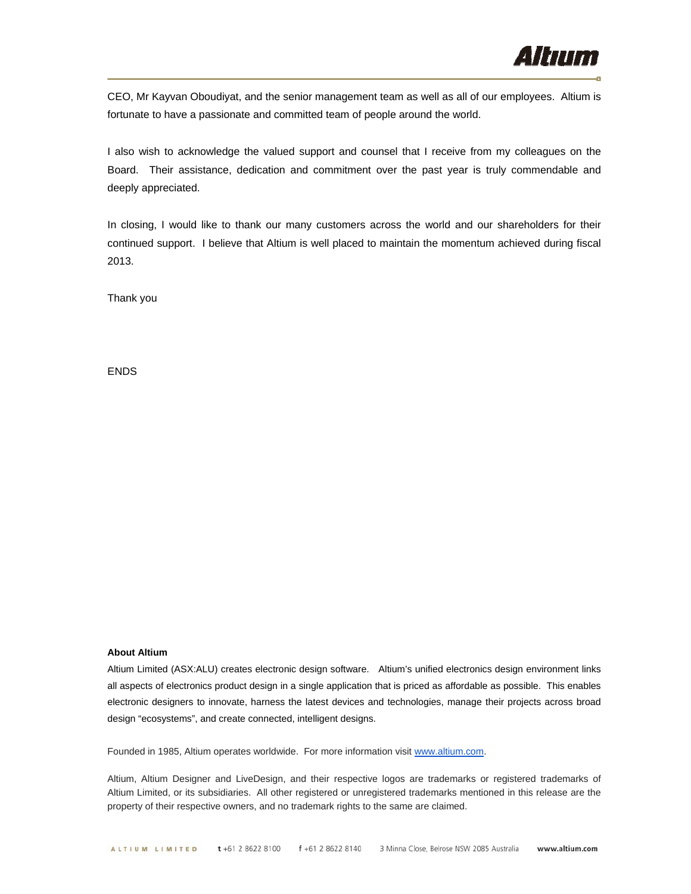CEO, Mr Kayvan Oboudiyat, and the senior management team as well as all of our employees. Altium is fortunate to have a passionate and committed team of people around the world.

I also wish to acknowledge the valued support and counsel that I receive from my colleagues on the Board. Their assistance, dedication and commitment over the past year is truly commendable and deeply appreciated.

In closing, I would like to thank our many customers across the world and our shareholders for their continued support. I believe that Altium is well placed to maintain the momentum achieved during fiscal 2013.

Thank you

ENDS

**About Altium**

Altium Limited (ASX:ALU) creates electronic design software. Altium's unified electronics design environment links all aspects of electronics product design in a single application that is priced as affordable as possible. This enables electronic designers to innovate, harness the latest devices and technologies, manage their projects across broad design "ecosystems", and create connected, intelligent designs.

Founded in 1985, Altium operates worldwide. For more information visit [www.altium.com](www.altium.com).

Altium, Altium Designer and LiveDesign, and their respective logos are trademarks or registered trademarks of Altium Limited, or its subsidiaries. All other registered or unregistered trademarks mentioned in this release are the property of their respective owners, and no trademark rights to the same are claimed.